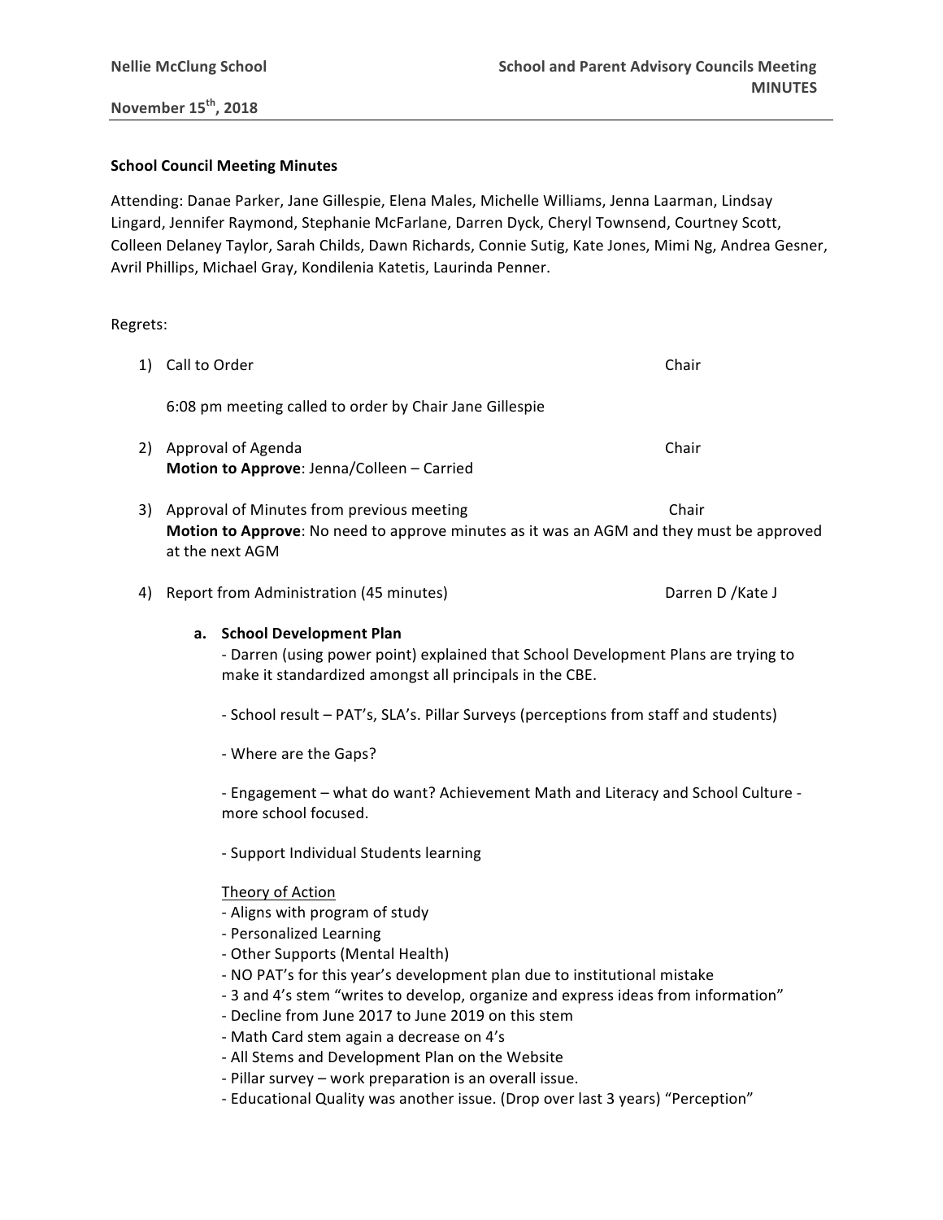**Nellie McClung School** | **School and Parent Advisory Councils Meeting MINUTES**

**November 15th, 2018**

**School Council Meeting Minutes**

Attending: Danae Parker, Jane Gillespie, Elena Males, Michelle Williams, Jenna Laarman, Lindsay Lingard, Jennifer Raymond, Stephanie McFarlane, Darren Dyck, Cheryl Townsend, Courtney Scott, Colleen Delaney Taylor, Sarah Childs, Dawn Richards, Connie Sutig, Kate Jones, Mimi Ng, Andrea Gesner, Avril Phillips, Michael Gray, Kondilenia Katetis, Laurinda Penner.

Regrets:

1) Call to Order — Chair

   6:08 pm meeting called to order by Chair Jane Gillespie

2) Approval of Agenda — Chair
   **Motion to Approve**: Jenna/Colleen – Carried

3) Approval of Minutes from previous meeting — Chair
   **Motion to Approve**: No need to approve minutes as it was an AGM and they must be approved at the next AGM

4) Report from Administration (45 minutes) — Darren D /Kate J

   **a. School Development Plan**

   - Darren (using power point) explained that School Development Plans are trying to make it standardized amongst all principals in the CBE.

   - School result – PAT's, SLA's. Pillar Surveys (perceptions from staff and students)

   - Where are the Gaps?

   - Engagement – what do want? Achievement Math and Literacy and School Culture - more school focused.

   - Support Individual Students learning

   <u>Theory of Action</u>
   - Aligns with program of study
   - Personalized Learning
   - Other Supports (Mental Health)
   - NO PAT's for this year's development plan due to institutional mistake
   - 3 and 4's stem "writes to develop, organize and express ideas from information"
   - Decline from June 2017 to June 2019 on this stem
   - Math Card stem again a decrease on 4's
   - All Stems and Development Plan on the Website
   - Pillar survey – work preparation is an overall issue.
   - Educational Quality was another issue. (Drop over last 3 years) "Perception"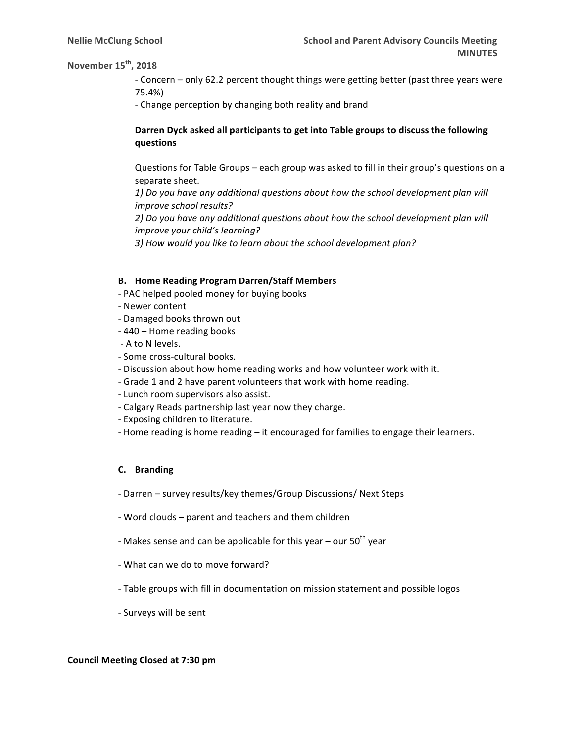- Concern – only 62.2 percent thought things were getting better (past three years were 75.4%)
- Change perception by changing both reality and brand

**Darren Dyck asked all participants to get into Table groups to discuss the following questions**

Questions for Table Groups – each group was asked to fill in their group's questions on a separate sheet.

*1) Do you have any additional questions about how the school development plan will improve school results?*
*2) Do you have any additional questions about how the school development plan will improve your child's learning?*
*3) How would you like to learn about the school development plan?*

**B. Home Reading Program Darren/Staff Members**

- PAC helped pooled money for buying books
- Newer content
- Damaged books thrown out
- 440 – Home reading books
- A to N levels.
- Some cross-cultural books.
- Discussion about how home reading works and how volunteer work with it.
- Grade 1 and 2 have parent volunteers that work with home reading.
- Lunch room supervisors also assist.
- Calgary Reads partnership last year now they charge.
- Exposing children to literature.
- Home reading is home reading – it encouraged for families to engage their learners.

**C. Branding**

- Darren – survey results/key themes/Group Discussions/ Next Steps
- Word clouds – parent and teachers and them children
- Makes sense and can be applicable for this year – our 50th year
- What can we do to move forward?
- Table groups with fill in documentation on mission statement and possible logos
- Surveys will be sent

**Council Meeting Closed at 7:30 pm**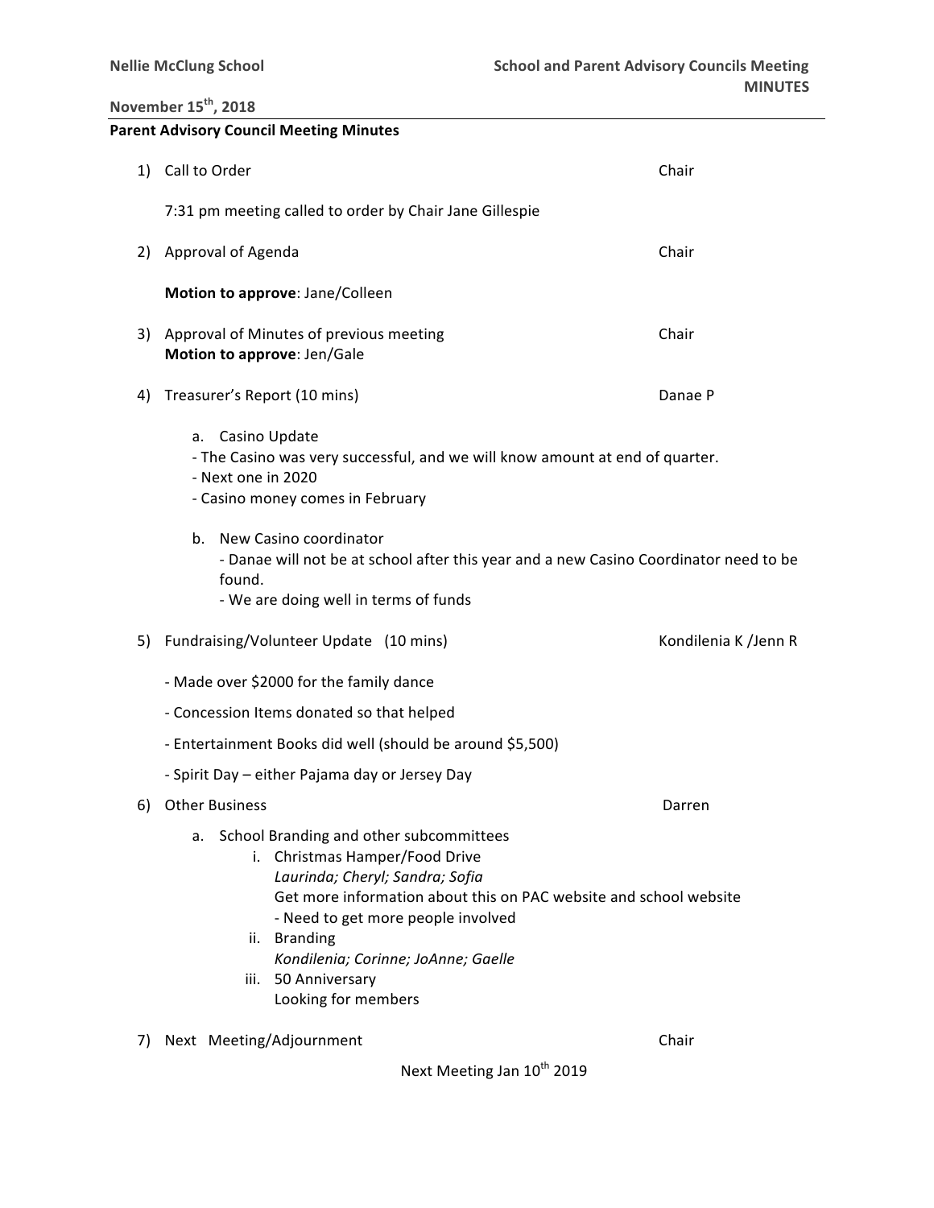**Nellie McClung School** **School and Parent Advisory Councils Meeting MINUTES**

**November 15th, 2018**

## Parent Advisory Council Meeting Minutes

1) Call to Order — Chair

   7:31 pm meeting called to order by Chair Jane Gillespie

2) Approval of Agenda — Chair

   **Motion to approve**: Jane/Colleen

3) Approval of Minutes of previous meeting — Chair
   **Motion to approve**: Jen/Gale

4) Treasurer's Report (10 mins) — Danae P

   a. Casino Update
   - The Casino was very successful, and we will know amount at end of quarter.
   - Next one in 2020
   - Casino money comes in February

   b. New Casino coordinator
   - Danae will not be at school after this year and a new Casino Coordinator need to be found.
   - We are doing well in terms of funds

5) Fundraising/Volunteer Update (10 mins) — Kondilenia K /Jenn R

   - Made over $2000 for the family dance
   - Concession Items donated so that helped
   - Entertainment Books did well (should be around $5,500)
   - Spirit Day – either Pajama day or Jersey Day

6) Other Business — Darren

   a. School Branding and other subcommittees
      i. Christmas Hamper/Food Drive
         *Laurinda; Cheryl; Sandra; Sofia*
         Get more information about this on PAC website and school website
         - Need to get more people involved
      ii. Branding
         *Kondilenia; Corinne; JoAnne; Gaelle*
      iii. 50 Anniversary
         Looking for members

7) Next Meeting/Adjournment — Chair

Next Meeting Jan 10th 2019